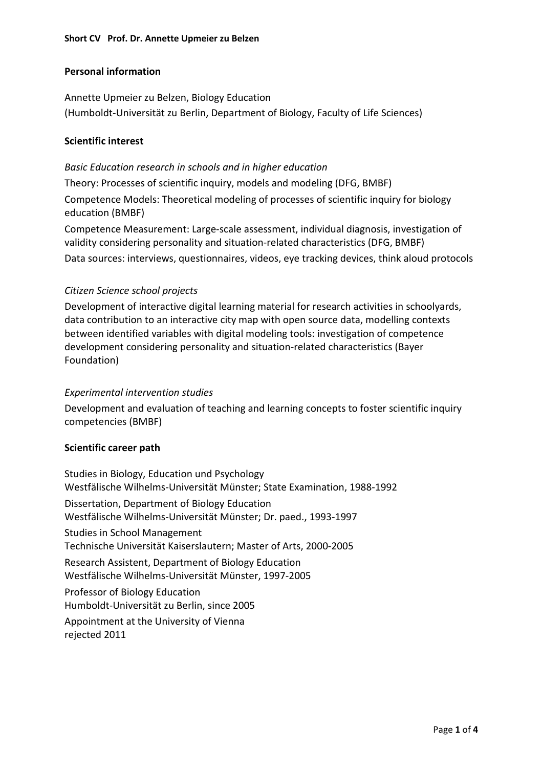**Short CV Prof. Dr. Annette Upmeier zu Belzen**

## Personal information

Annette Upmeier zu Belzen, Biology Education
(Humboldt-Universität zu Berlin, Department of Biology, Faculty of Life Sciences)

## Scientific interest

*Basic Education research in schools and in higher education*

Theory: Processes of scientific inquiry, models and modeling (DFG, BMBF)

Competence Models: Theoretical modeling of processes of scientific inquiry for biology education (BMBF)

Competence Measurement: Large-scale assessment, individual diagnosis, investigation of validity considering personality and situation-related characteristics (DFG, BMBF)

Data sources: interviews, questionnaires, videos, eye tracking devices, think aloud protocols

*Citizen Science school projects*

Development of interactive digital learning material for research activities in schoolyards, data contribution to an interactive city map with open source data, modelling contexts between identified variables with digital modeling tools: investigation of competence development considering personality and situation-related characteristics (Bayer Foundation)

*Experimental intervention studies*

Development and evaluation of teaching and learning concepts to foster scientific inquiry competencies (BMBF)

## Scientific career path

Studies in Biology, Education und Psychology
Westfälische Wilhelms-Universität Münster; State Examination, 1988-1992

Dissertation, Department of Biology Education
Westfälische Wilhelms-Universität Münster; Dr. paed., 1993-1997

Studies in School Management
Technische Universität Kaiserslautern; Master of Arts, 2000-2005

Research Assistent, Department of Biology Education
Westfälische Wilhelms-Universität Münster, 1997-2005

Professor of Biology Education
Humboldt-Universität zu Berlin, since 2005

Appointment at the University of Vienna
rejected 2011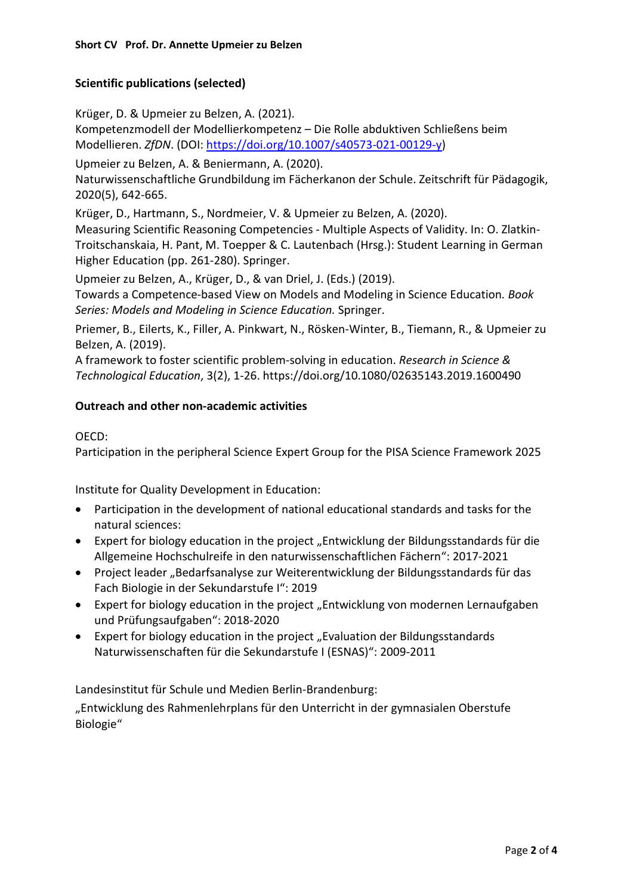**Short CV Prof. Dr. Annette Upmeier zu Belzen**

**Scientific publications (selected)**

Krüger, D. & Upmeier zu Belzen, A. (2021).
Kompetenzmodell der Modellierkompetenz – Die Rolle abduktiven Schließens beim Modellieren. *ZfDN*. (DOI: https://doi.org/10.1007/s40573-021-00129-y)

Upmeier zu Belzen, A. & Beniermann, A. (2020).
Naturwissenschaftliche Grundbildung im Fächerkanon der Schule. Zeitschrift für Pädagogik, 2020(5), 642-665.

Krüger, D., Hartmann, S., Nordmeier, V. & Upmeier zu Belzen, A. (2020).
Measuring Scientific Reasoning Competencies - Multiple Aspects of Validity. In: O. Zlatkin-Troitschanskaia, H. Pant, M. Toepper & C. Lautenbach (Hrsg.): Student Learning in German Higher Education (pp. 261-280). Springer.

Upmeier zu Belzen, A., Krüger, D., & van Driel, J. (Eds.) (2019).
Towards a Competence-based View on Models and Modeling in Science Education. *Book Series: Models and Modeling in Science Education.* Springer.

Priemer, B., Eilerts, K., Filler, A. Pinkwart, N., Rösken-Winter, B., Tiemann, R., & Upmeier zu Belzen, A. (2019).
A framework to foster scientific problem-solving in education. *Research in Science & Technological Education*, 3(2), 1-26. https://doi.org/10.1080/02635143.2019.1600490

**Outreach and other non-academic activities**

OECD:
Participation in the peripheral Science Expert Group for the PISA Science Framework 2025

Institute for Quality Development in Education:

- Participation in the development of national educational standards and tasks for the natural sciences:
- Expert for biology education in the project „Entwicklung der Bildungsstandards für die Allgemeine Hochschulreife in den naturwissenschaftlichen Fächern“: 2017-2021
- Project leader „Bedarfsanalyse zur Weiterentwicklung der Bildungsstandards für das Fach Biologie in der Sekundarstufe I“: 2019
- Expert for biology education in the project „Entwicklung von modernen Lernaufgaben und Prüfungsaufgaben“: 2018-2020
- Expert for biology education in the project „Evaluation der Bildungsstandards Naturwissenschaften für die Sekundarstufe I (ESNAS)“: 2009-2011

Landesinstitut für Schule und Medien Berlin-Brandenburg:

„Entwicklung des Rahmenlehrplans für den Unterricht in der gymnasialen Oberstufe Biologie“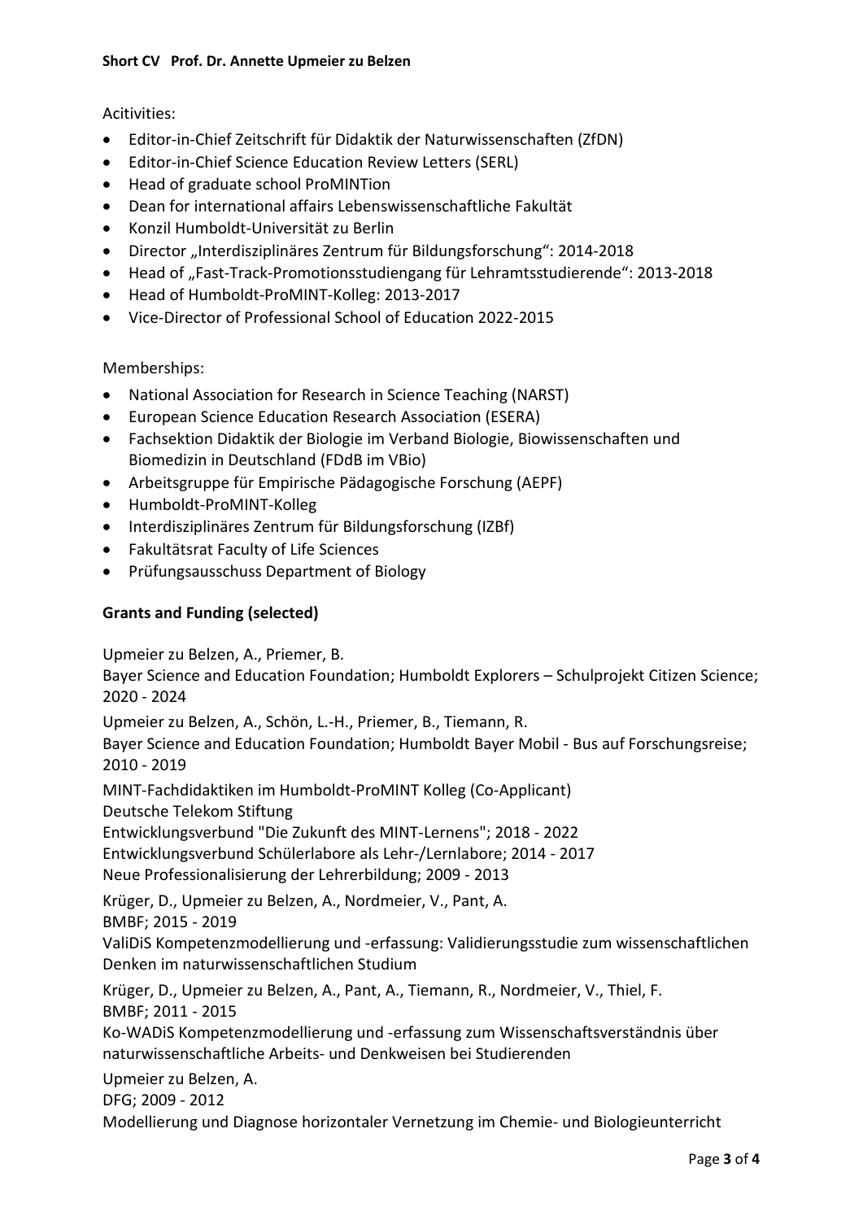Acitivities:

- Editor-in-Chief Zeitschrift für Didaktik der Naturwissenschaften (ZfDN)
- Editor-in-Chief Science Education Review Letters (SERL)
- Head of graduate school ProMINTion
- Dean for international affairs Lebenswissenschaftliche Fakultät
- Konzil Humboldt-Universität zu Berlin
- Director „Interdisziplinäres Zentrum für Bildungsforschung": 2014-2018
- Head of „Fast-Track-Promotionsstudiengang für Lehramtsstudierende": 2013-2018
- Head of Humboldt-ProMINT-Kolleg: 2013-2017
- Vice-Director of Professional School of Education 2022-2015

Memberships:

- National Association for Research in Science Teaching (NARST)
- European Science Education Research Association (ESERA)
- Fachsektion Didaktik der Biologie im Verband Biologie, Biowissenschaften und Biomedizin in Deutschland (FDdB im VBio)
- Arbeitsgruppe für Empirische Pädagogische Forschung (AEPF)
- Humboldt-ProMINT-Kolleg
- Interdisziplinäres Zentrum für Bildungsforschung (IZBf)
- Fakultätsrat Faculty of Life Sciences
- Prüfungsausschuss Department of Biology

**Grants and Funding (selected)**

Upmeier zu Belzen, A., Priemer, B.
Bayer Science and Education Foundation; Humboldt Explorers – Schulprojekt Citizen Science; 2020 - 2024

Upmeier zu Belzen, A., Schön, L.-H., Priemer, B., Tiemann, R.
Bayer Science and Education Foundation; Humboldt Bayer Mobil - Bus auf Forschungsreise; 2010 - 2019

MINT-Fachdidaktiken im Humboldt-ProMINT Kolleg (Co-Applicant)
Deutsche Telekom Stiftung
Entwicklungsverbund "Die Zukunft des MINT-Lernens"; 2018 - 2022
Entwicklungsverbund Schülerlabore als Lehr-/Lernlabore; 2014 - 2017
Neue Professionalisierung der Lehrerbildung; 2009 - 2013

Krüger, D., Upmeier zu Belzen, A., Nordmeier, V., Pant, A.
BMBF; 2015 - 2019
ValiDiS Kompetenzmodellierung und -erfassung: Validierungsstudie zum wissenschaftlichen Denken im naturwissenschaftlichen Studium

Krüger, D., Upmeier zu Belzen, A., Pant, A., Tiemann, R., Nordmeier, V., Thiel, F.
BMBF; 2011 - 2015
Ko-WADiS Kompetenzmodellierung und -erfassung zum Wissenschaftsverständnis über naturwissenschaftliche Arbeits- und Denkweisen bei Studierenden

Upmeier zu Belzen, A.
DFG; 2009 - 2012
Modellierung und Diagnose horizontaler Vernetzung im Chemie- und Biologieunterricht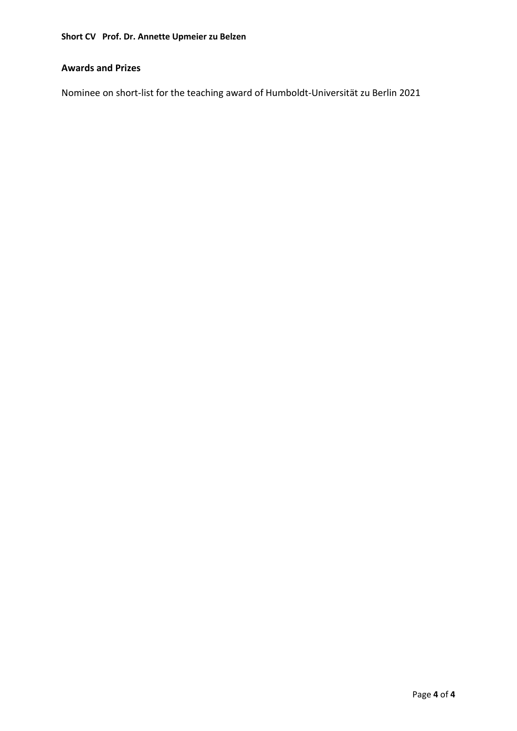## Awards and Prizes

Nominee on short-list for the teaching award of Humboldt-Universität zu Berlin 2021